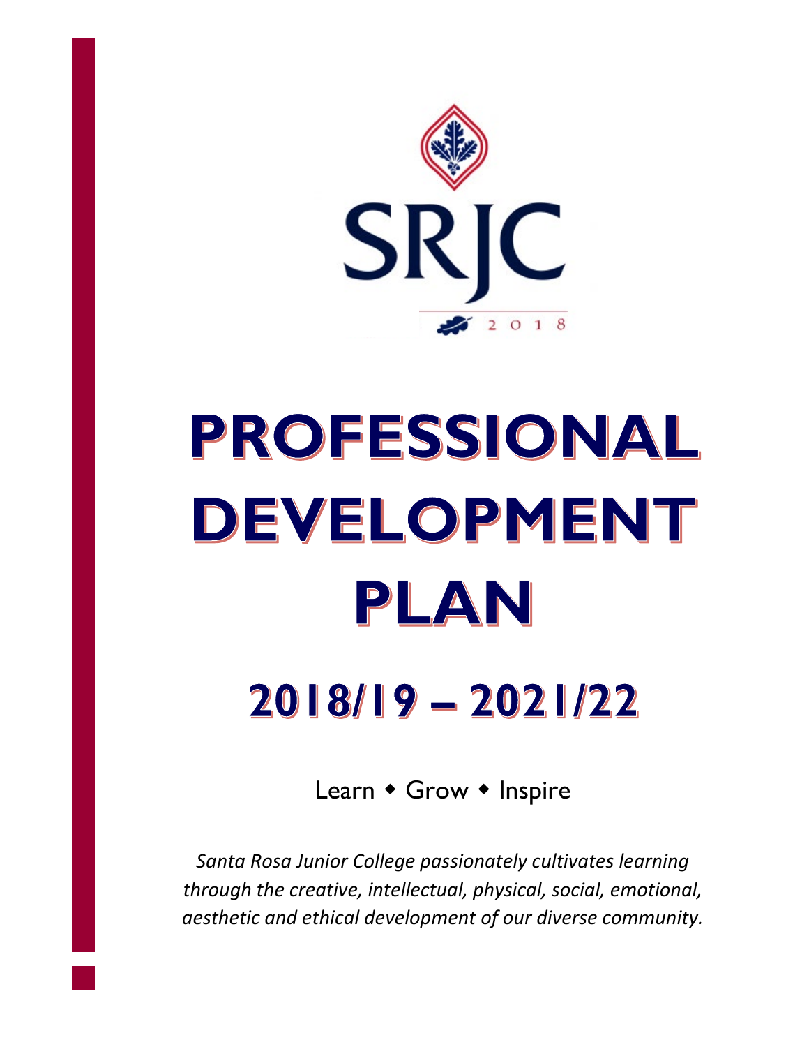SRJC

2018

# PROFESSIONAL DEVELOPMENT PLAN

## 2018/19 – 2021/22

Learn ◆ Grow ◆ Inspire

*Santa Rosa Junior College passionately cultivates learning through the creative, intellectual, physical, social, emotional, aesthetic and ethical development of our diverse community.*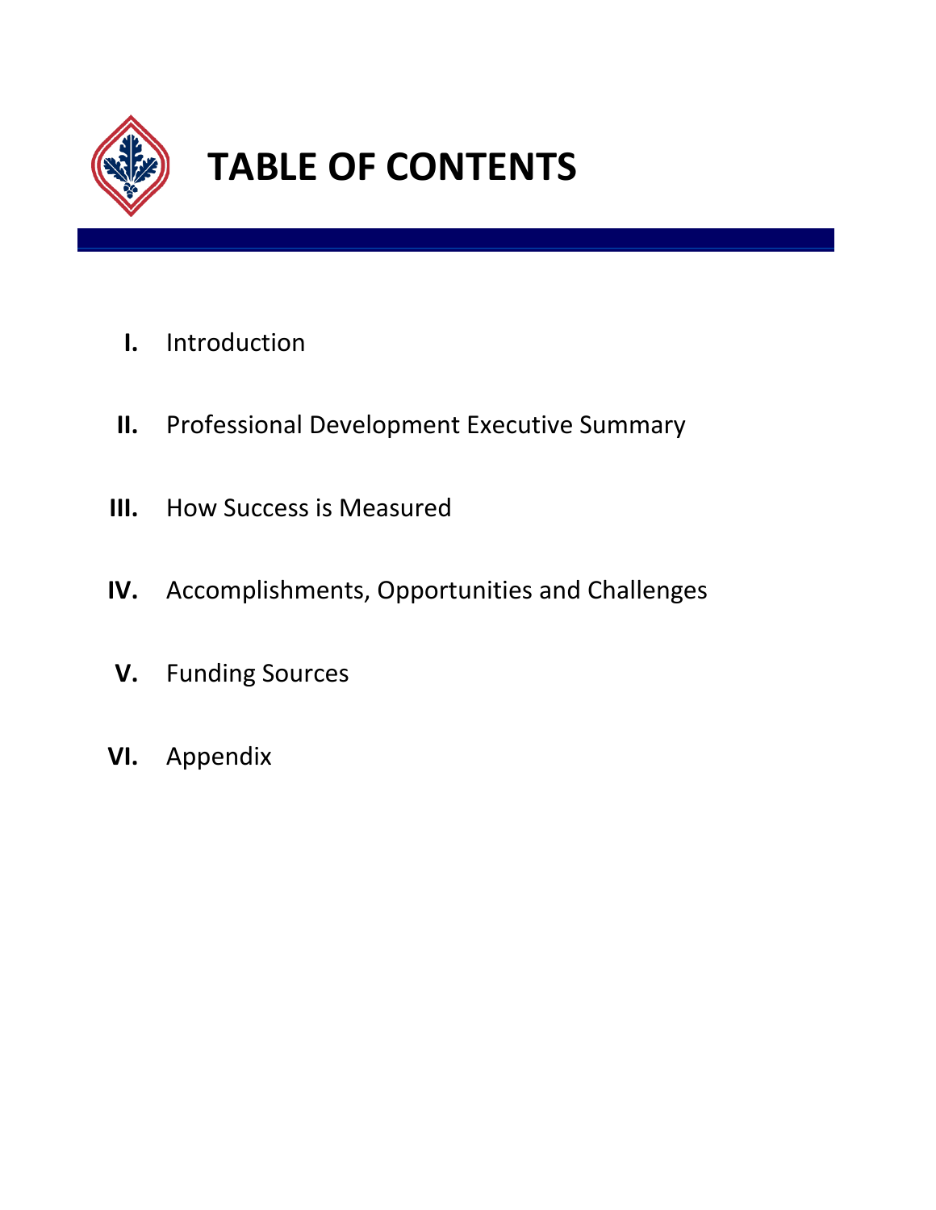# TABLE OF CONTENTS

- **I.** Introduction
- **II.** Professional Development Executive Summary
- **III.** How Success is Measured
- **IV.** Accomplishments, Opportunities and Challenges
- **V.** Funding Sources
- **VI.** Appendix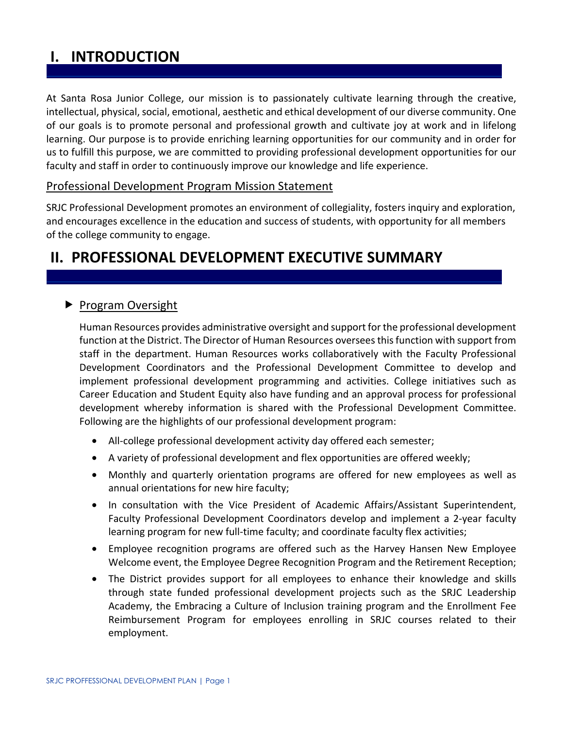# I. INTRODUCTION

At Santa Rosa Junior College, our mission is to passionately cultivate learning through the creative, intellectual, physical, social, emotional, aesthetic and ethical development of our diverse community. One of our goals is to promote personal and professional growth and cultivate joy at work and in lifelong learning. Our purpose is to provide enriching learning opportunities for our community and in order for us to fulfill this purpose, we are committed to providing professional development opportunities for our faculty and staff in order to continuously improve our knowledge and life experience.

## Professional Development Program Mission Statement

SRJC Professional Development promotes an environment of collegiality, fosters inquiry and exploration, and encourages excellence in the education and success of students, with opportunity for all members of the college community to engage.

# II. PROFESSIONAL DEVELOPMENT EXECUTIVE SUMMARY

## ▶ Program Oversight

Human Resources provides administrative oversight and support for the professional development function at the District. The Director of Human Resources oversees this function with support from staff in the department. Human Resources works collaboratively with the Faculty Professional Development Coordinators and the Professional Development Committee to develop and implement professional development programming and activities. College initiatives such as Career Education and Student Equity also have funding and an approval process for professional development whereby information is shared with the Professional Development Committee. Following are the highlights of our professional development program:

- All-college professional development activity day offered each semester;
- A variety of professional development and flex opportunities are offered weekly;
- Monthly and quarterly orientation programs are offered for new employees as well as annual orientations for new hire faculty;
- In consultation with the Vice President of Academic Affairs/Assistant Superintendent, Faculty Professional Development Coordinators develop and implement a 2-year faculty learning program for new full-time faculty; and coordinate faculty flex activities;
- Employee recognition programs are offered such as the Harvey Hansen New Employee Welcome event, the Employee Degree Recognition Program and the Retirement Reception;
- The District provides support for all employees to enhance their knowledge and skills through state funded professional development projects such as the SRJC Leadership Academy, the Embracing a Culture of Inclusion training program and the Enrollment Fee Reimbursement Program for employees enrolling in SRJC courses related to their employment.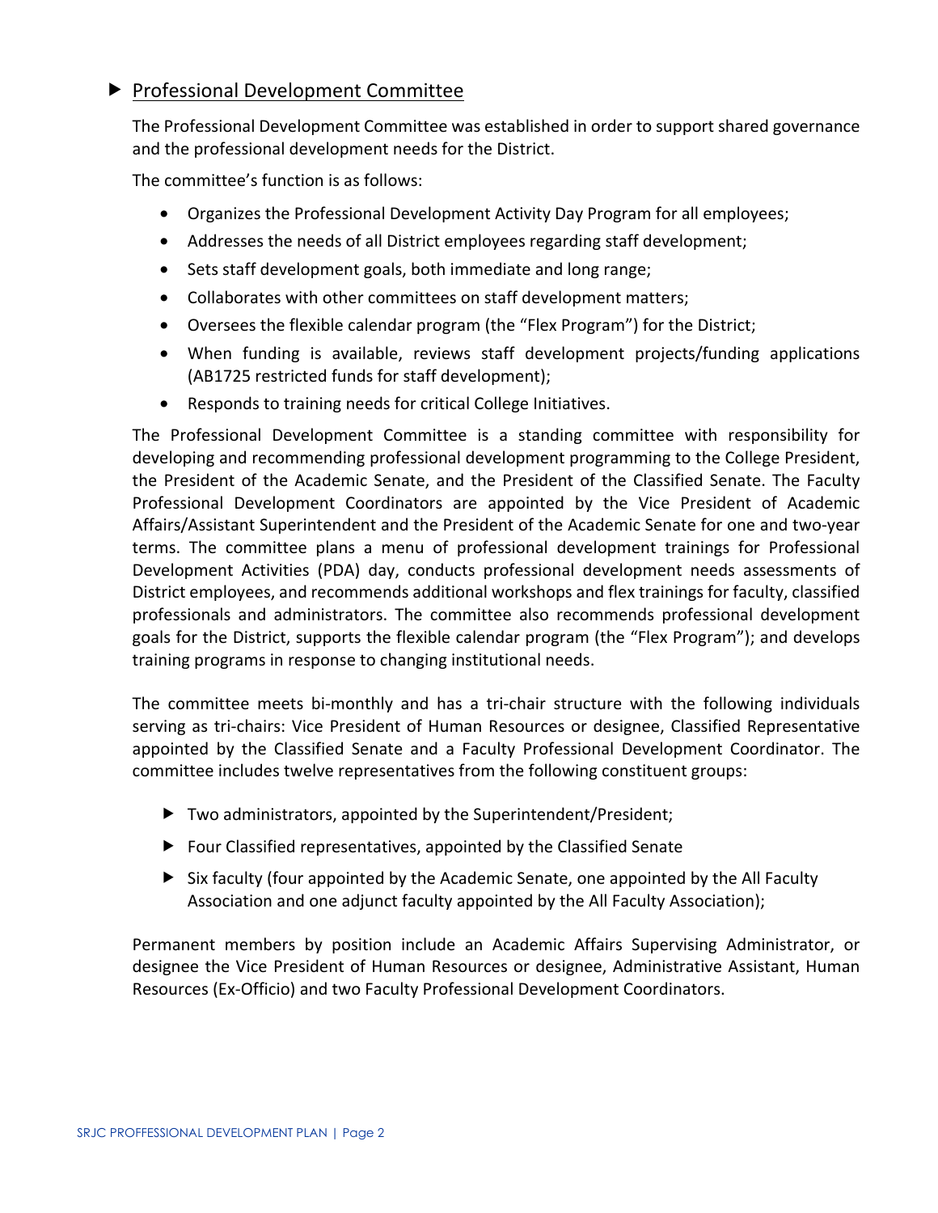## Professional Development Committee

The Professional Development Committee was established in order to support shared governance and the professional development needs for the District.

The committee's function is as follows:

- Organizes the Professional Development Activity Day Program for all employees;
- Addresses the needs of all District employees regarding staff development;
- Sets staff development goals, both immediate and long range;
- Collaborates with other committees on staff development matters;
- Oversees the flexible calendar program (the "Flex Program") for the District;
- When funding is available, reviews staff development projects/funding applications (AB1725 restricted funds for staff development);
- Responds to training needs for critical College Initiatives.

The Professional Development Committee is a standing committee with responsibility for developing and recommending professional development programming to the College President, the President of the Academic Senate, and the President of the Classified Senate. The Faculty Professional Development Coordinators are appointed by the Vice President of Academic Affairs/Assistant Superintendent and the President of the Academic Senate for one and two-year terms. The committee plans a menu of professional development trainings for Professional Development Activities (PDA) day, conducts professional development needs assessments of District employees, and recommends additional workshops and flex trainings for faculty, classified professionals and administrators. The committee also recommends professional development goals for the District, supports the flexible calendar program (the "Flex Program"); and develops training programs in response to changing institutional needs.

The committee meets bi-monthly and has a tri-chair structure with the following individuals serving as tri-chairs: Vice President of Human Resources or designee, Classified Representative appointed by the Classified Senate and a Faculty Professional Development Coordinator. The committee includes twelve representatives from the following constituent groups:

- Two administrators, appointed by the Superintendent/President;
- Four Classified representatives, appointed by the Classified Senate
- Six faculty (four appointed by the Academic Senate, one appointed by the All Faculty Association and one adjunct faculty appointed by the All Faculty Association);

Permanent members by position include an Academic Affairs Supervising Administrator, or designee the Vice President of Human Resources or designee, Administrative Assistant, Human Resources (Ex-Officio) and two Faculty Professional Development Coordinators.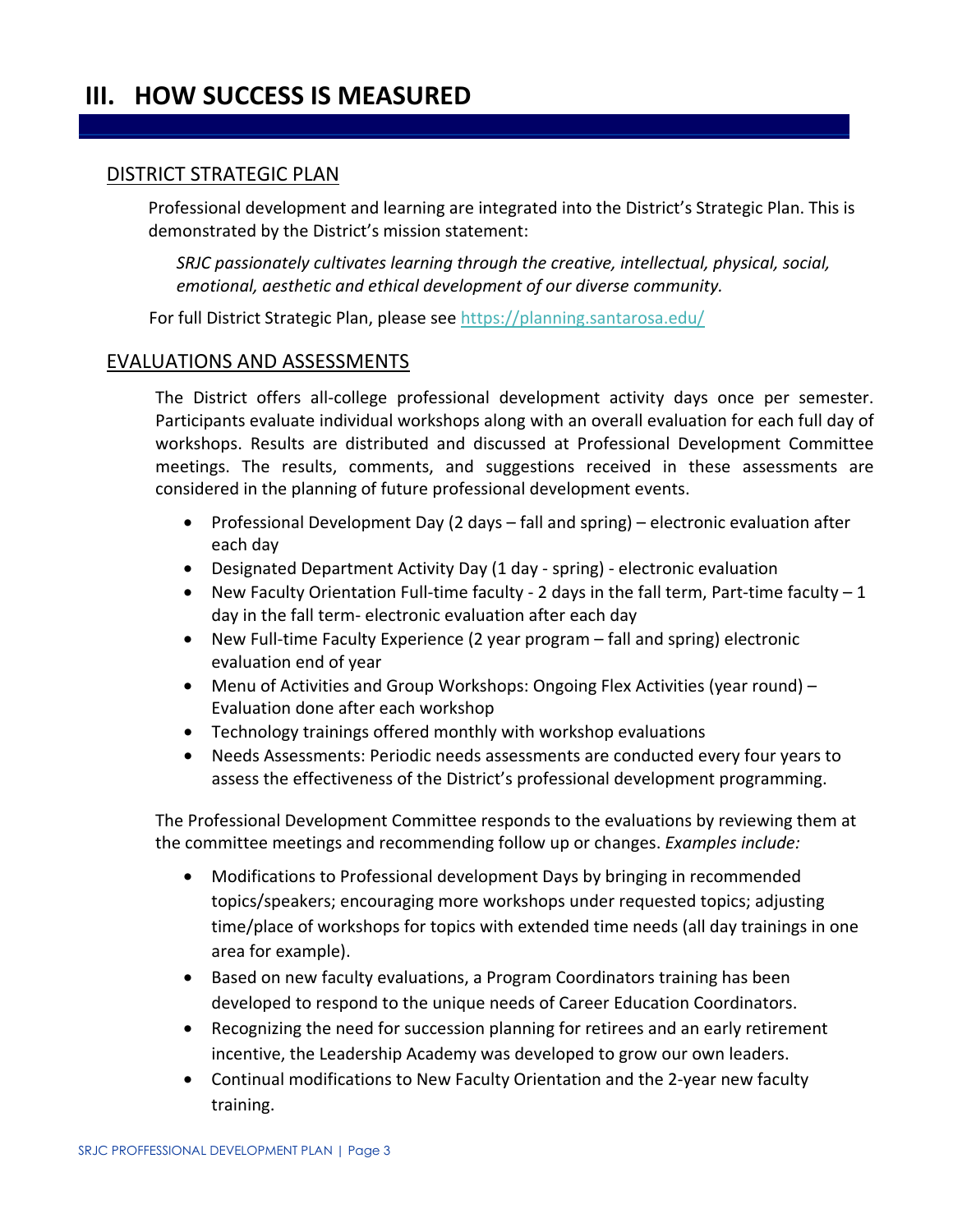# III. HOW SUCCESS IS MEASURED

## DISTRICT STRATEGIC PLAN

Professional development and learning are integrated into the District's Strategic Plan. This is demonstrated by the District's mission statement:

*SRJC passionately cultivates learning through the creative, intellectual, physical, social, emotional, aesthetic and ethical development of our diverse community.*

For full District Strategic Plan, please see https://planning.santarosa.edu/

## EVALUATIONS AND ASSESSMENTS

The District offers all-college professional development activity days once per semester. Participants evaluate individual workshops along with an overall evaluation for each full day of workshops. Results are distributed and discussed at Professional Development Committee meetings. The results, comments, and suggestions received in these assessments are considered in the planning of future professional development events.

- Professional Development Day (2 days – fall and spring) – electronic evaluation after each day
- Designated Department Activity Day (1 day - spring) - electronic evaluation
- New Faculty Orientation Full-time faculty - 2 days in the fall term, Part-time faculty – 1 day in the fall term- electronic evaluation after each day
- New Full-time Faculty Experience (2 year program – fall and spring) electronic evaluation end of year
- Menu of Activities and Group Workshops: Ongoing Flex Activities (year round) – Evaluation done after each workshop
- Technology trainings offered monthly with workshop evaluations
- Needs Assessments: Periodic needs assessments are conducted every four years to assess the effectiveness of the District's professional development programming.

The Professional Development Committee responds to the evaluations by reviewing them at the committee meetings and recommending follow up or changes. *Examples include:*

- Modifications to Professional development Days by bringing in recommended topics/speakers; encouraging more workshops under requested topics; adjusting time/place of workshops for topics with extended time needs (all day trainings in one area for example).
- Based on new faculty evaluations, a Program Coordinators training has been developed to respond to the unique needs of Career Education Coordinators.
- Recognizing the need for succession planning for retirees and an early retirement incentive, the Leadership Academy was developed to grow our own leaders.
- Continual modifications to New Faculty Orientation and the 2-year new faculty training.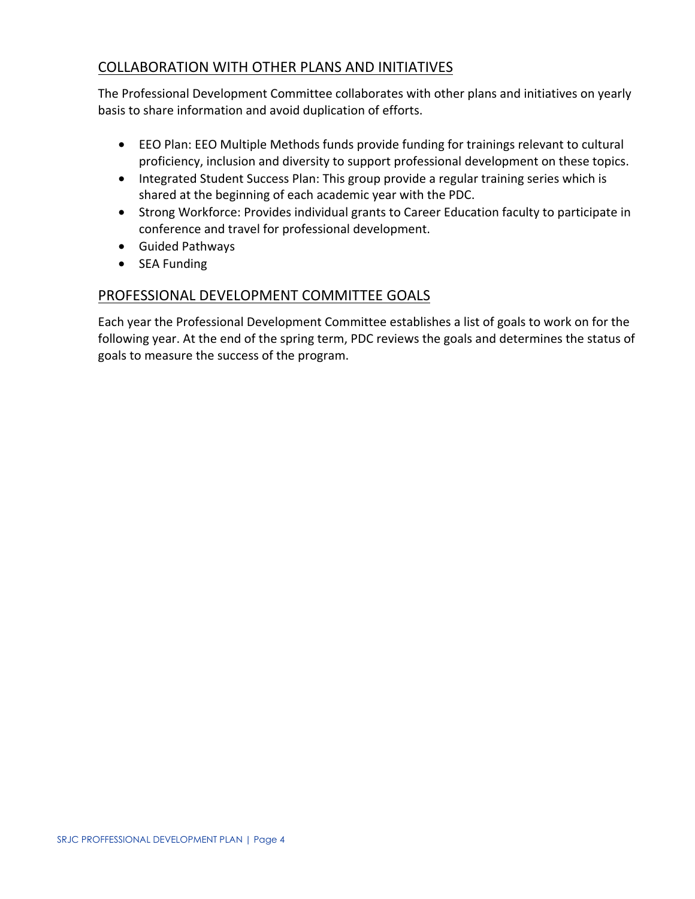## COLLABORATION WITH OTHER PLANS AND INITIATIVES

The Professional Development Committee collaborates with other plans and initiatives on yearly basis to share information and avoid duplication of efforts.

- EEO Plan: EEO Multiple Methods funds provide funding for trainings relevant to cultural proficiency, inclusion and diversity to support professional development on these topics.
- Integrated Student Success Plan: This group provide a regular training series which is shared at the beginning of each academic year with the PDC.
- Strong Workforce: Provides individual grants to Career Education faculty to participate in conference and travel for professional development.
- Guided Pathways
- SEA Funding

## PROFESSIONAL DEVELOPMENT COMMITTEE GOALS

Each year the Professional Development Committee establishes a list of goals to work on for the following year. At the end of the spring term, PDC reviews the goals and determines the status of goals to measure the success of the program.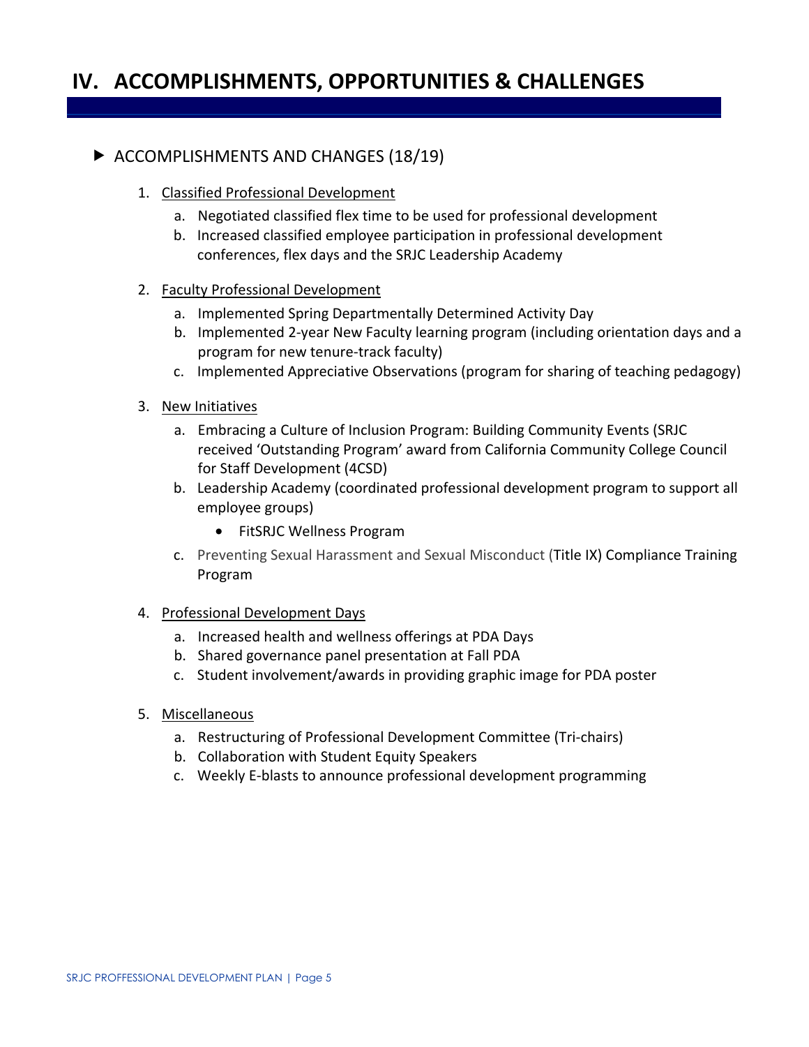# IV. ACCOMPLISHMENTS, OPPORTUNITIES & CHALLENGES

## ▶ ACCOMPLISHMENTS AND CHANGES (18/19)

1. Classified Professional Development
   a. Negotiated classified flex time to be used for professional development
   b. Increased classified employee participation in professional development conferences, flex days and the SRJC Leadership Academy

2. Faculty Professional Development
   a. Implemented Spring Departmentally Determined Activity Day
   b. Implemented 2-year New Faculty learning program (including orientation days and a program for new tenure-track faculty)
   c. Implemented Appreciative Observations (program for sharing of teaching pedagogy)

3. New Initiatives
   a. Embracing a Culture of Inclusion Program: Building Community Events (SRJC received 'Outstanding Program' award from California Community College Council for Staff Development (4CSD)
   b. Leadership Academy (coordinated professional development program to support all employee groups)
      - FitSRJC Wellness Program
   c. Preventing Sexual Harassment and Sexual Misconduct (Title IX) Compliance Training Program

4. Professional Development Days
   a. Increased health and wellness offerings at PDA Days
   b. Shared governance panel presentation at Fall PDA
   c. Student involvement/awards in providing graphic image for PDA poster

5. Miscellaneous
   a. Restructuring of Professional Development Committee (Tri-chairs)
   b. Collaboration with Student Equity Speakers
   c. Weekly E-blasts to announce professional development programming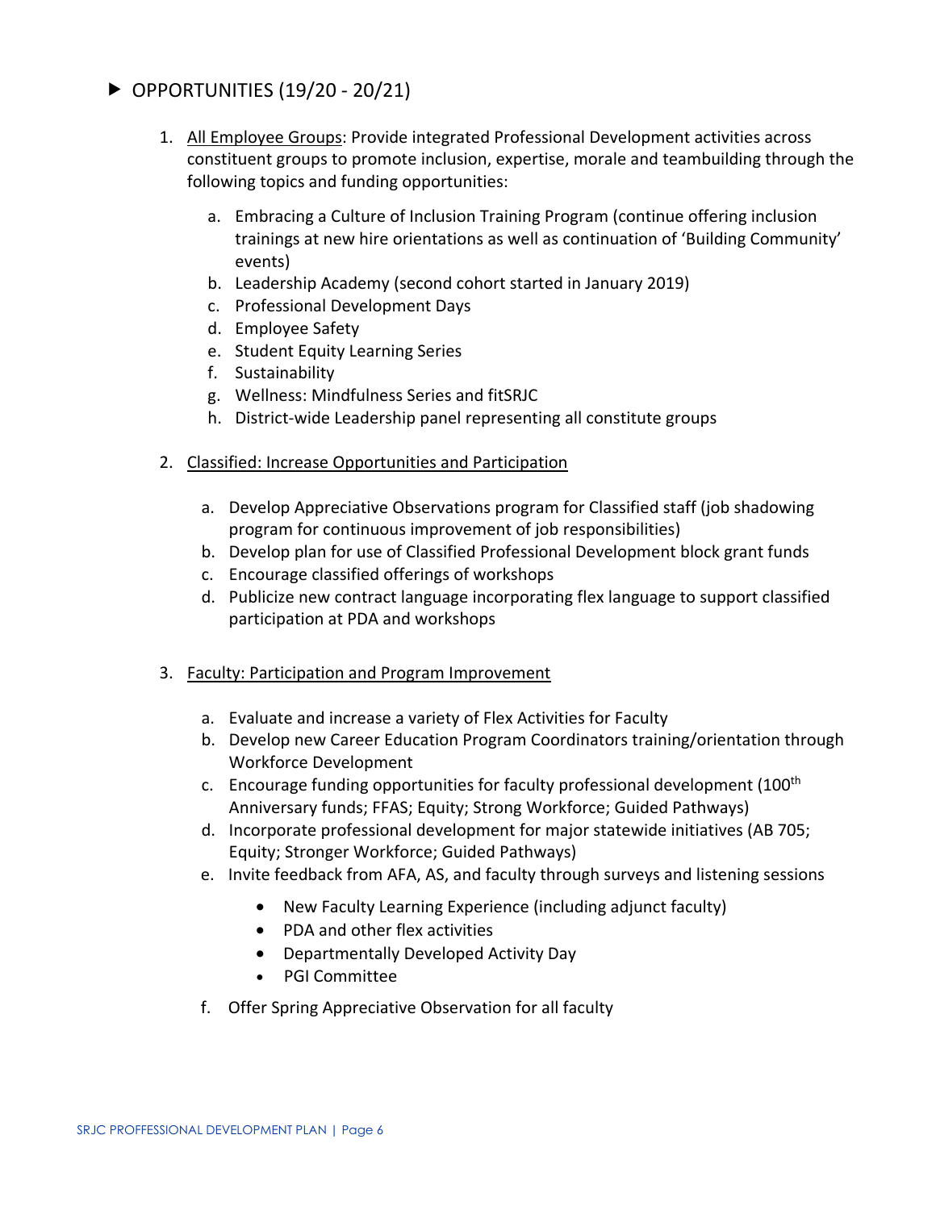## ▶ OPPORTUNITIES (19/20 - 20/21)

1. <u>All Employee Groups</u>: Provide integrated Professional Development activities across constituent groups to promote inclusion, expertise, morale and teambuilding through the following topics and funding opportunities:

   a. Embracing a Culture of Inclusion Training Program (continue offering inclusion trainings at new hire orientations as well as continuation of 'Building Community' events)
   b. Leadership Academy (second cohort started in January 2019)
   c. Professional Development Days
   d. Employee Safety
   e. Student Equity Learning Series
   f. Sustainability
   g. Wellness: Mindfulness Series and fitSRJC
   h. District-wide Leadership panel representing all constitute groups

2. <u>Classified: Increase Opportunities and Participation</u>

   a. Develop Appreciative Observations program for Classified staff (job shadowing program for continuous improvement of job responsibilities)
   b. Develop plan for use of Classified Professional Development block grant funds
   c. Encourage classified offerings of workshops
   d. Publicize new contract language incorporating flex language to support classified participation at PDA and workshops

3. <u>Faculty: Participation and Program Improvement</u>

   a. Evaluate and increase a variety of Flex Activities for Faculty
   b. Develop new Career Education Program Coordinators training/orientation through Workforce Development
   c. Encourage funding opportunities for faculty professional development (100th Anniversary funds; FFAS; Equity; Strong Workforce; Guided Pathways)
   d. Incorporate professional development for major statewide initiatives (AB 705; Equity; Stronger Workforce; Guided Pathways)
   e. Invite feedback from AFA, AS, and faculty through surveys and listening sessions
      - New Faculty Learning Experience (including adjunct faculty)
      - PDA and other flex activities
      - Departmentally Developed Activity Day
      - PGI Committee
   f. Offer Spring Appreciative Observation for all faculty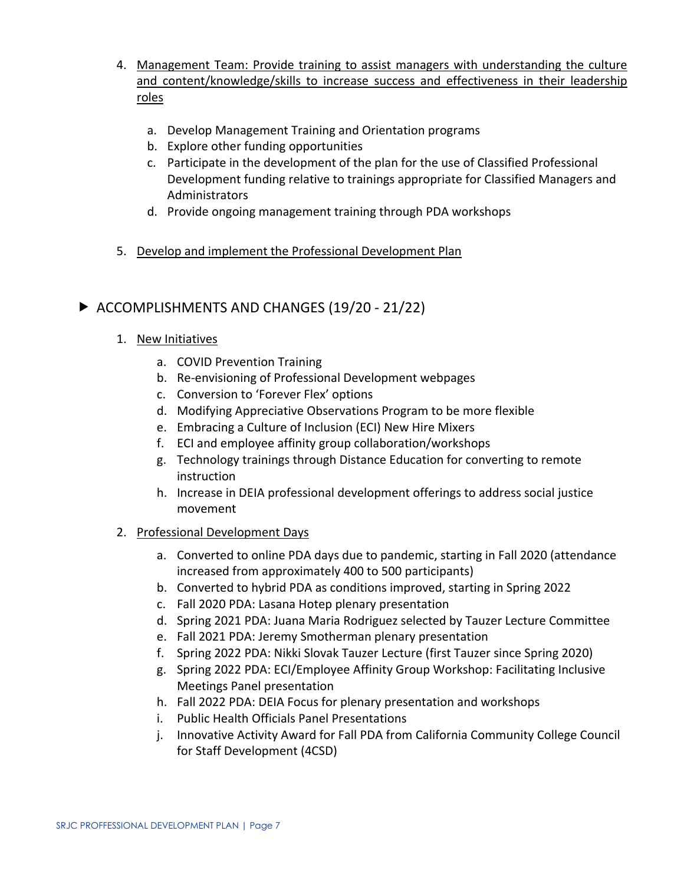4. Management Team: Provide training to assist managers with understanding the culture and content/knowledge/skills to increase success and effectiveness in their leadership roles

    a. Develop Management Training and Orientation programs
    b. Explore other funding opportunities
    c. Participate in the development of the plan for the use of Classified Professional Development funding relative to trainings appropriate for Classified Managers and Administrators
    d. Provide ongoing management training through PDA workshops

5. Develop and implement the Professional Development Plan

## ▶ ACCOMPLISHMENTS AND CHANGES (19/20 - 21/22)

1. New Initiatives

    a. COVID Prevention Training
    b. Re-envisioning of Professional Development webpages
    c. Conversion to 'Forever Flex' options
    d. Modifying Appreciative Observations Program to be more flexible
    e. Embracing a Culture of Inclusion (ECI) New Hire Mixers
    f. ECI and employee affinity group collaboration/workshops
    g. Technology trainings through Distance Education for converting to remote instruction
    h. Increase in DEIA professional development offerings to address social justice movement

2. Professional Development Days

    a. Converted to online PDA days due to pandemic, starting in Fall 2020 (attendance increased from approximately 400 to 500 participants)
    b. Converted to hybrid PDA as conditions improved, starting in Spring 2022
    c. Fall 2020 PDA: Lasana Hotep plenary presentation
    d. Spring 2021 PDA: Juana Maria Rodriguez selected by Tauzer Lecture Committee
    e. Fall 2021 PDA: Jeremy Smotherman plenary presentation
    f. Spring 2022 PDA: Nikki Slovak Tauzer Lecture (first Tauzer since Spring 2020)
    g. Spring 2022 PDA: ECI/Employee Affinity Group Workshop: Facilitating Inclusive Meetings Panel presentation
    h. Fall 2022 PDA: DEIA Focus for plenary presentation and workshops
    i. Public Health Officials Panel Presentations
    j. Innovative Activity Award for Fall PDA from California Community College Council for Staff Development (4CSD)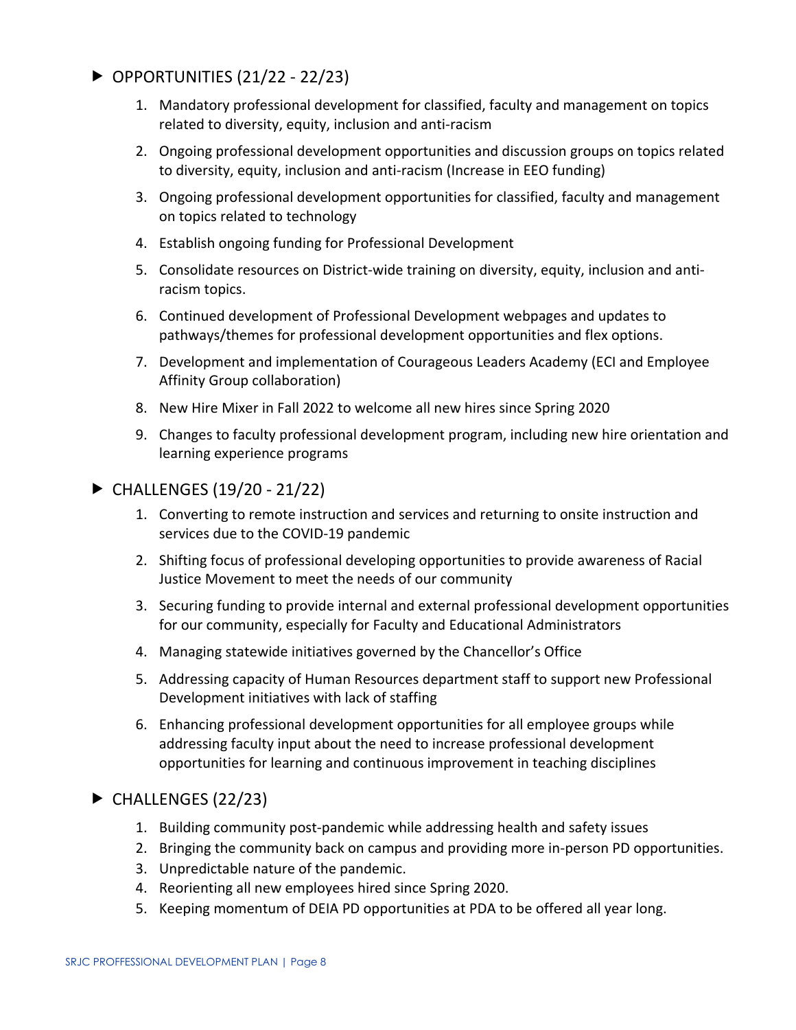## ▶ OPPORTUNITIES (21/22 - 22/23)

1. Mandatory professional development for classified, faculty and management on topics related to diversity, equity, inclusion and anti-racism
2. Ongoing professional development opportunities and discussion groups on topics related to diversity, equity, inclusion and anti-racism (Increase in EEO funding)
3. Ongoing professional development opportunities for classified, faculty and management on topics related to technology
4. Establish ongoing funding for Professional Development
5. Consolidate resources on District-wide training on diversity, equity, inclusion and anti-racism topics.
6. Continued development of Professional Development webpages and updates to pathways/themes for professional development opportunities and flex options.
7. Development and implementation of Courageous Leaders Academy (ECI and Employee Affinity Group collaboration)
8. New Hire Mixer in Fall 2022 to welcome all new hires since Spring 2020
9. Changes to faculty professional development program, including new hire orientation and learning experience programs

## ▶ CHALLENGES (19/20 - 21/22)

1. Converting to remote instruction and services and returning to onsite instruction and services due to the COVID-19 pandemic
2. Shifting focus of professional developing opportunities to provide awareness of Racial Justice Movement to meet the needs of our community
3. Securing funding to provide internal and external professional development opportunities for our community, especially for Faculty and Educational Administrators
4. Managing statewide initiatives governed by the Chancellor's Office
5. Addressing capacity of Human Resources department staff to support new Professional Development initiatives with lack of staffing
6. Enhancing professional development opportunities for all employee groups while addressing faculty input about the need to increase professional development opportunities for learning and continuous improvement in teaching disciplines

## ▶ CHALLENGES (22/23)

1. Building community post-pandemic while addressing health and safety issues
2. Bringing the community back on campus and providing more in-person PD opportunities.
3. Unpredictable nature of the pandemic.
4. Reorienting all new employees hired since Spring 2020.
5. Keeping momentum of DEIA PD opportunities at PDA to be offered all year long.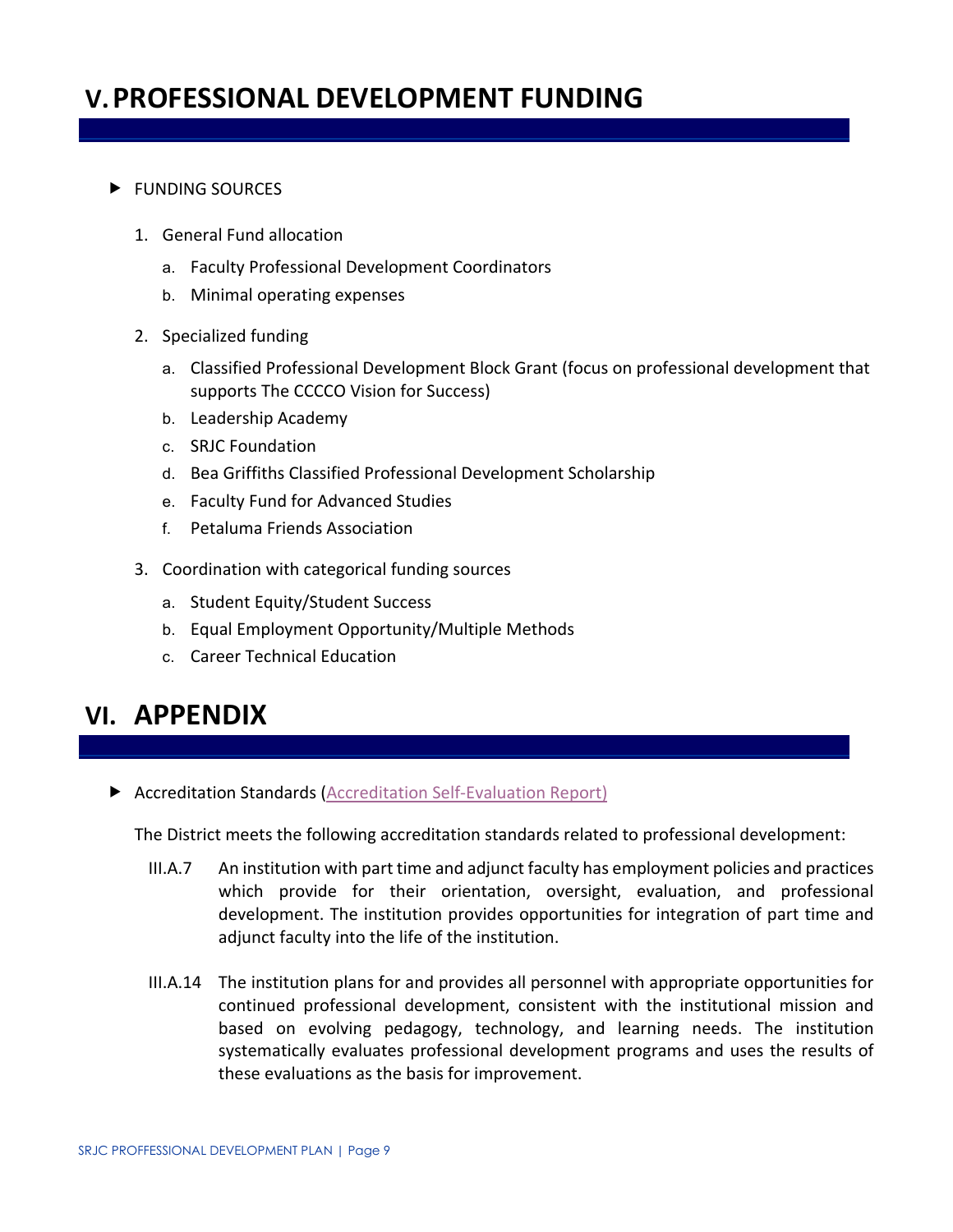# V. PROFESSIONAL DEVELOPMENT FUNDING

- FUNDING SOURCES

  1. General Fund allocation
     a. Faculty Professional Development Coordinators
     b. Minimal operating expenses
  2. Specialized funding
     a. Classified Professional Development Block Grant (focus on professional development that supports The CCCCO Vision for Success)
     b. Leadership Academy
     c. SRJC Foundation
     d. Bea Griffiths Classified Professional Development Scholarship
     e. Faculty Fund for Advanced Studies
     f. Petaluma Friends Association
  3. Coordination with categorical funding sources
     a. Student Equity/Student Success
     b. Equal Employment Opportunity/Multiple Methods
     c. Career Technical Education

# VI. APPENDIX

- Accreditation Standards (Accreditation Self-Evaluation Report)

  The District meets the following accreditation standards related to professional development:

  III.A.7 An institution with part time and adjunct faculty has employment policies and practices which provide for their orientation, oversight, evaluation, and professional development. The institution provides opportunities for integration of part time and adjunct faculty into the life of the institution.

  III.A.14 The institution plans for and provides all personnel with appropriate opportunities for continued professional development, consistent with the institutional mission and based on evolving pedagogy, technology, and learning needs. The institution systematically evaluates professional development programs and uses the results of these evaluations as the basis for improvement.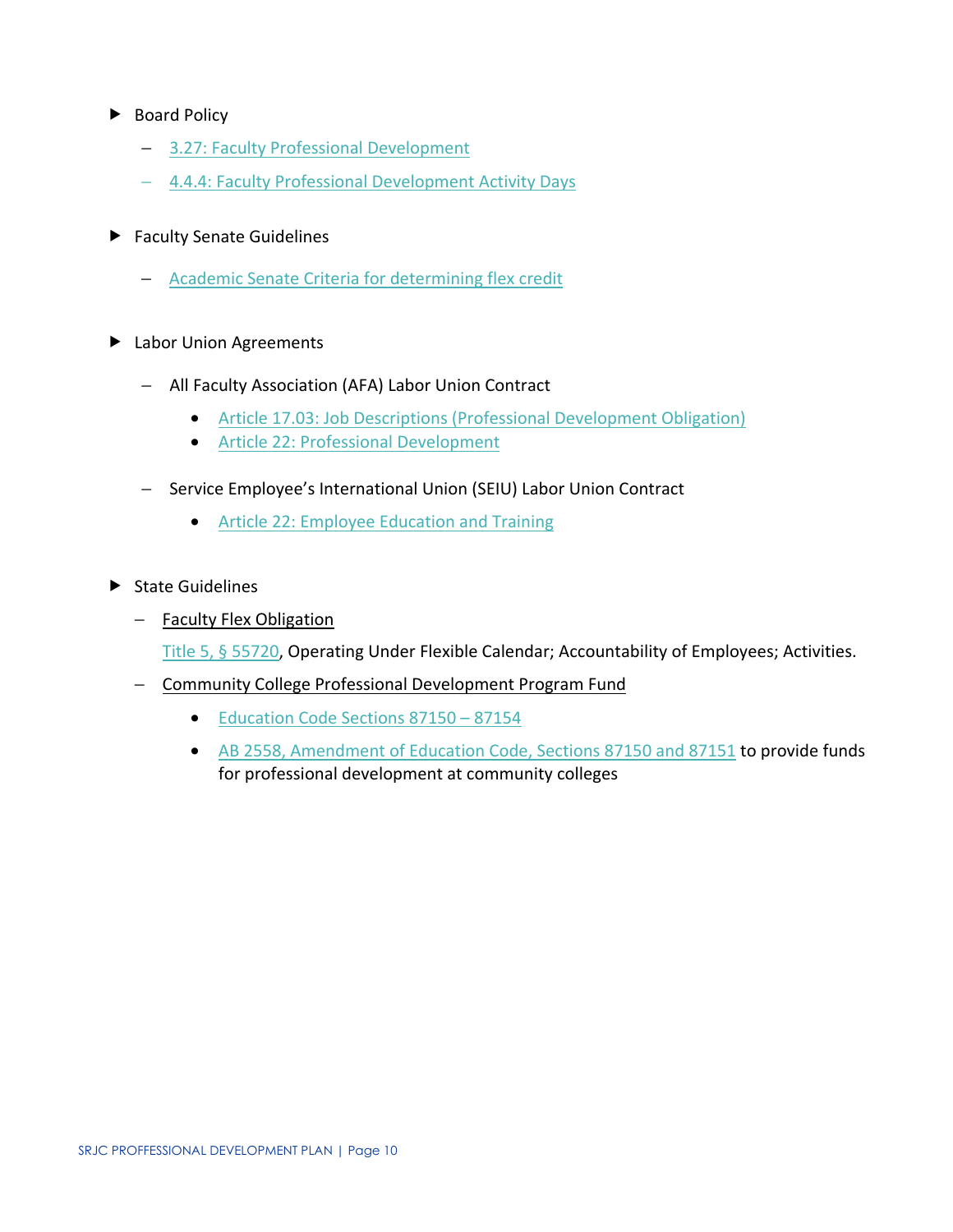- Board Policy
  - 3.27: Faculty Professional Development
  - 4.4.4: Faculty Professional Development Activity Days

- Faculty Senate Guidelines
  - Academic Senate Criteria for determining flex credit

- Labor Union Agreements
  - All Faculty Association (AFA) Labor Union Contract
    - Article 17.03: Job Descriptions (Professional Development Obligation)
    - Article 22: Professional Development
  - Service Employee's International Union (SEIU) Labor Union Contract
    - Article 22: Employee Education and Training

- State Guidelines
  - Faculty Flex Obligation

    Title 5, § 55720, Operating Under Flexible Calendar; Accountability of Employees; Activities.
  - Community College Professional Development Program Fund
    - Education Code Sections 87150 – 87154
    - AB 2558, Amendment of Education Code, Sections 87150 and 87151 to provide funds for professional development at community colleges